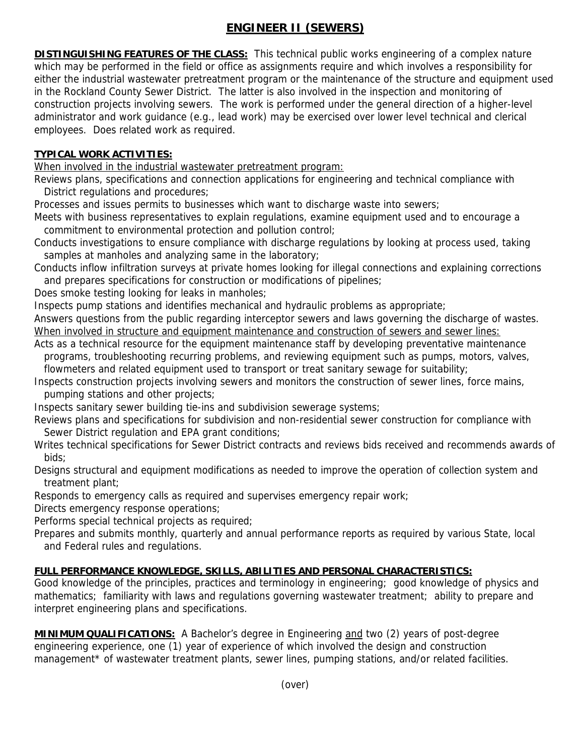# ENGINEER II (SEWERS)

**DISTINGUISHING FEATURES OF THE CLASS:** This technical public works engineering of a complex nature which may be performed in the field or office as assignments require and which involves a responsibility for either the industrial wastewater pretreatment program or the maintenance of the structure and equipment used in the Rockland County Sewer District. The latter is also involved in the inspection and monitoring of construction projects involving sewers. The work is performed under the general direction of a higher-level administrator and work guidance (e.g., lead work) may be exercised over lower level technical and clerical employees. Does related work as required.

**TYPICAL WORK ACTIVITIES:**

When involved in the industrial wastewater pretreatment program:

Reviews plans, specifications and connection applications for engineering and technical compliance with District regulations and procedures;

Processes and issues permits to businesses which want to discharge waste into sewers;

Meets with business representatives to explain regulations, examine equipment used and to encourage a commitment to environmental protection and pollution control;

Conducts investigations to ensure compliance with discharge regulations by looking at process used, taking samples at manholes and analyzing same in the laboratory;

Conducts inflow infiltration surveys at private homes looking for illegal connections and explaining corrections and prepares specifications for construction or modifications of pipelines;

Does smoke testing looking for leaks in manholes;

Inspects pump stations and identifies mechanical and hydraulic problems as appropriate;

Answers questions from the public regarding interceptor sewers and laws governing the discharge of wastes.

When involved in structure and equipment maintenance and construction of sewers and sewer lines:

Acts as a technical resource for the equipment maintenance staff by developing preventative maintenance programs, troubleshooting recurring problems, and reviewing equipment such as pumps, motors, valves, flowmeters and related equipment used to transport or treat sanitary sewage for suitability;

Inspects construction projects involving sewers and monitors the construction of sewer lines, force mains, pumping stations and other projects;

Inspects sanitary sewer building tie-ins and subdivision sewerage systems;

Reviews plans and specifications for subdivision and non-residential sewer construction for compliance with Sewer District regulation and EPA grant conditions;

Writes technical specifications for Sewer District contracts and reviews bids received and recommends awards of bids;

Designs structural and equipment modifications as needed to improve the operation of collection system and treatment plant;

Responds to emergency calls as required and supervises emergency repair work;

Directs emergency response operations;

Performs special technical projects as required;

Prepares and submits monthly, quarterly and annual performance reports as required by various State, local and Federal rules and regulations.

**FULL PERFORMANCE KNOWLEDGE, SKILLS, ABILITIES AND PERSONAL CHARACTERISTICS:**

Good knowledge of the principles, practices and terminology in engineering; good knowledge of physics and mathematics; familiarity with laws and regulations governing wastewater treatment; ability to prepare and interpret engineering plans and specifications.

**MINIMUM QUALIFICATIONS:** A Bachelor's degree in Engineering and two (2) years of post-degree engineering experience, one (1) year of experience of which involved the design and construction management* of wastewater treatment plants, sewer lines, pumping stations, and/or related facilities.

(over)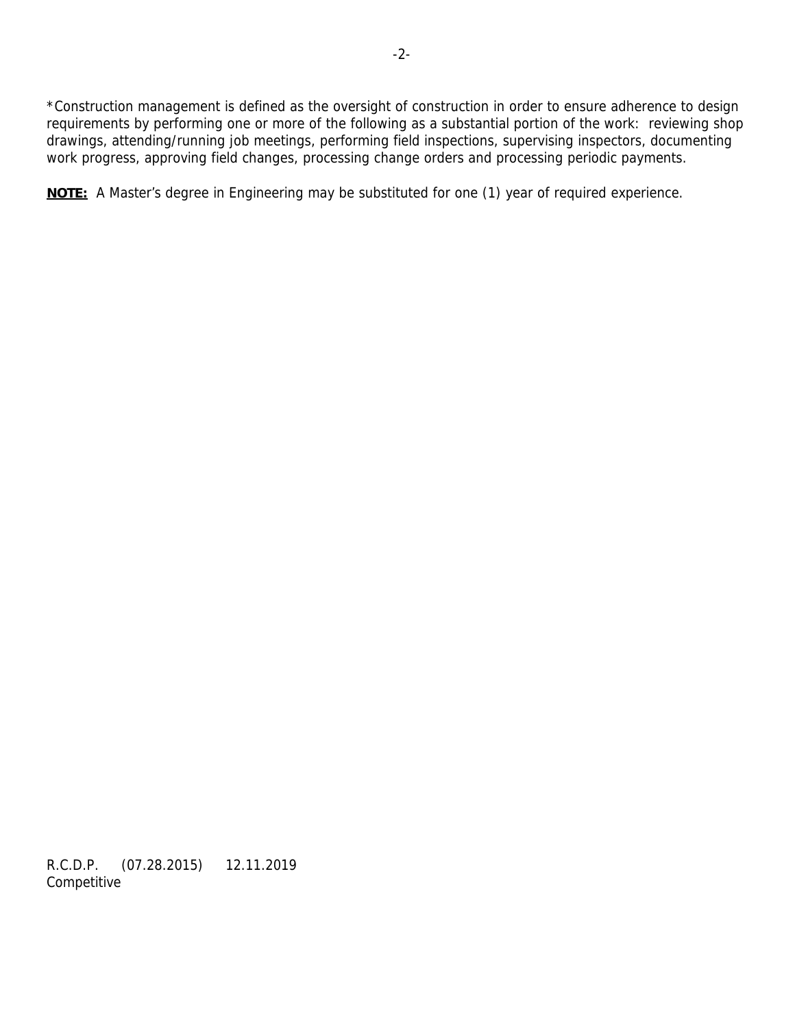*Construction management is defined as the oversight of construction in order to ensure adherence to design requirements by performing one or more of the following as a substantial portion of the work: reviewing shop drawings, attending/running job meetings, performing field inspections, supervising inspectors, documenting work progress, approving field changes, processing change orders and processing periodic payments.

**NOTE:** A Master's degree in Engineering may be substituted for one (1) year of required experience.

R.C.D.P. (07.28.2015) 12.11.2019
Competitive